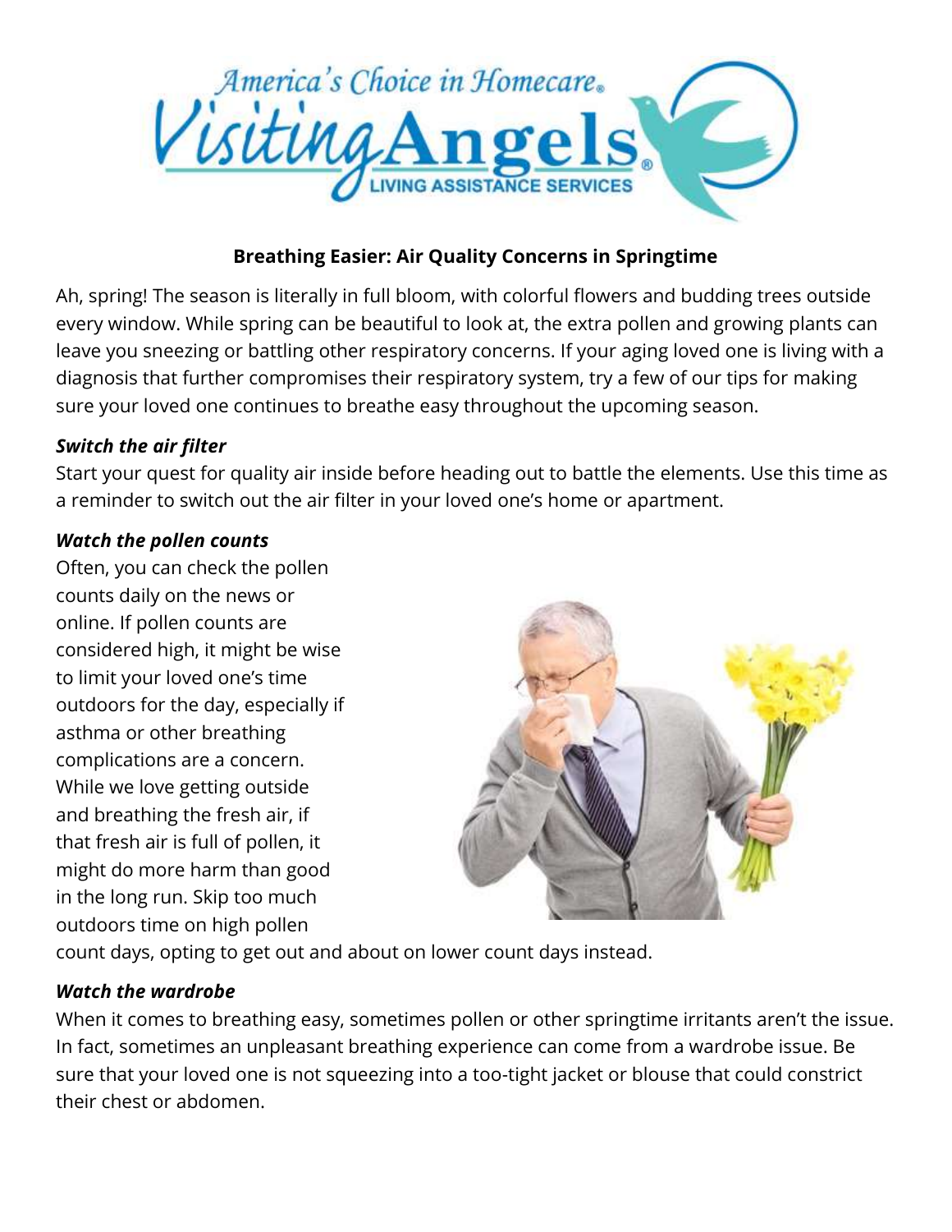# Breathing Easier: Air Quality Concerns in Springtime

Ah, spring! The season is literally in full bloom, with colorful flowers and budding trees outside every window. While spring can be beautiful to look at, the extra pollen and growing plants can leave you sneezing or battling other respiratory concerns. If your aging loved one is living with a diagnosis that further compromises their respiratory system, try a few of our tips for making sure your loved one continues to breathe easy throughout the upcoming season.

### *Switch the air filter*

Start your quest for quality air inside before heading out to battle the elements. Use this time as a reminder to switch out the air filter in your loved one's home or apartment.

### *Watch the pollen counts*

Often, you can check the pollen counts daily on the news or online. If pollen counts are considered high, it might be wise to limit your loved one's time outdoors for the day, especially if asthma or other breathing complications are a concern. While we love getting outside and breathing the fresh air, if that fresh air is full of pollen, it might do more harm than good in the long run. Skip too much outdoors time on high pollen count days, opting to get out and about on lower count days instead.

### *Watch the wardrobe*

When it comes to breathing easy, sometimes pollen or other springtime irritants aren't the issue. In fact, sometimes an unpleasant breathing experience can come from a wardrobe issue. Be sure that your loved one is not squeezing into a too-tight jacket or blouse that could constrict their chest or abdomen.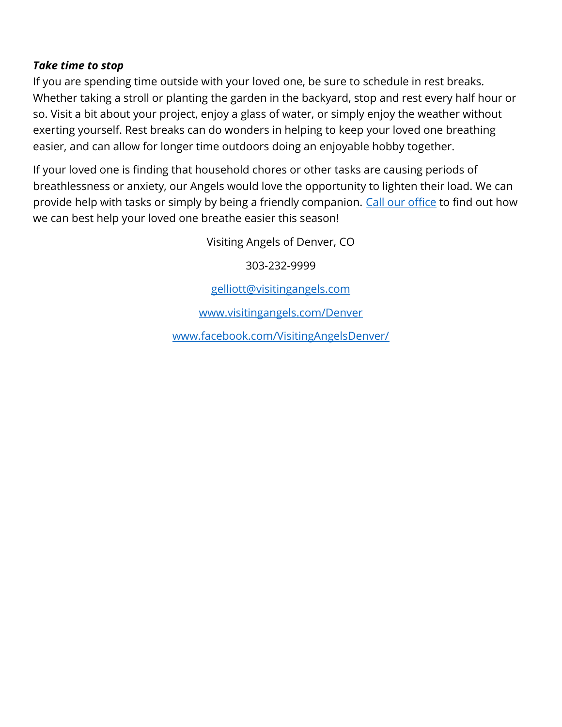***Take time to stop***

If you are spending time outside with your loved one, be sure to schedule in rest breaks. Whether taking a stroll or planting the garden in the backyard, stop and rest every half hour or so. Visit a bit about your project, enjoy a glass of water, or simply enjoy the weather without exerting yourself. Rest breaks can do wonders in helping to keep your loved one breathing easier, and can allow for longer time outdoors doing an enjoyable hobby together.

If your loved one is finding that household chores or other tasks are causing periods of breathlessness or anxiety, our Angels would love the opportunity to lighten their load. We can provide help with tasks or simply by being a friendly companion. Call our office to find out how we can best help your loved one breathe easier this season!

Visiting Angels of Denver, CO

303-232-9999

gelliott@visitingangels.com

www.visitingangels.com/Denver

www.facebook.com/VisitingAngelsDenver/